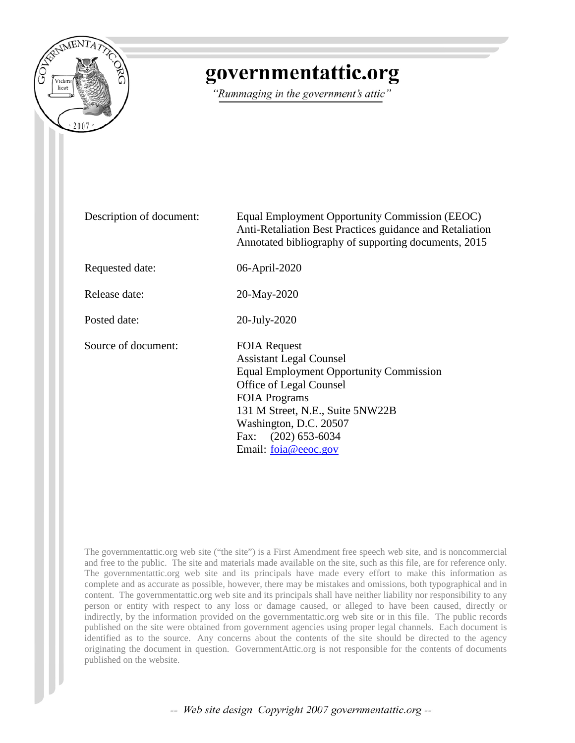# governmentattic.org

*"Rummaging in the government's attic"*

| | |
|---|---|
| Description of document: | Equal Employment Opportunity Commission (EEOC) Anti-Retaliation Best Practices guidance and Retaliation Annotated bibliography of supporting documents, 2015 |
| Requested date: | 06-April-2020 |
| Release date: | 20-May-2020 |
| Posted date: | 20-July-2020 |
| Source of document: | FOIA Request<br>Assistant Legal Counsel<br>Equal Employment Opportunity Commission<br>Office of Legal Counsel<br>FOIA Programs<br>131 M Street, N.E., Suite 5NW22B<br>Washington, D.C. 20507<br>Fax: (202) 653-6034<br>Email: foia@eeoc.gov |

The governmentattic.org web site ("the site") is a First Amendment free speech web site, and is noncommercial and free to the public. The site and materials made available on the site, such as this file, are for reference only. The governmentattic.org web site and its principals have made every effort to make this information as complete and as accurate as possible, however, there may be mistakes and omissions, both typographical and in content. The governmentattic.org web site and its principals shall have neither liability nor responsibility to any person or entity with respect to any loss or damage caused, or alleged to have been caused, directly or indirectly, by the information provided on the governmentattic.org web site or in this file. The public records published on the site were obtained from government agencies using proper legal channels. Each document is identified as to the source. Any concerns about the contents of the site should be directed to the agency originating the document in question. GovernmentAttic.org is not responsible for the contents of documents published on the website.

-- Web site design Copyright 2007 governmentattic.org --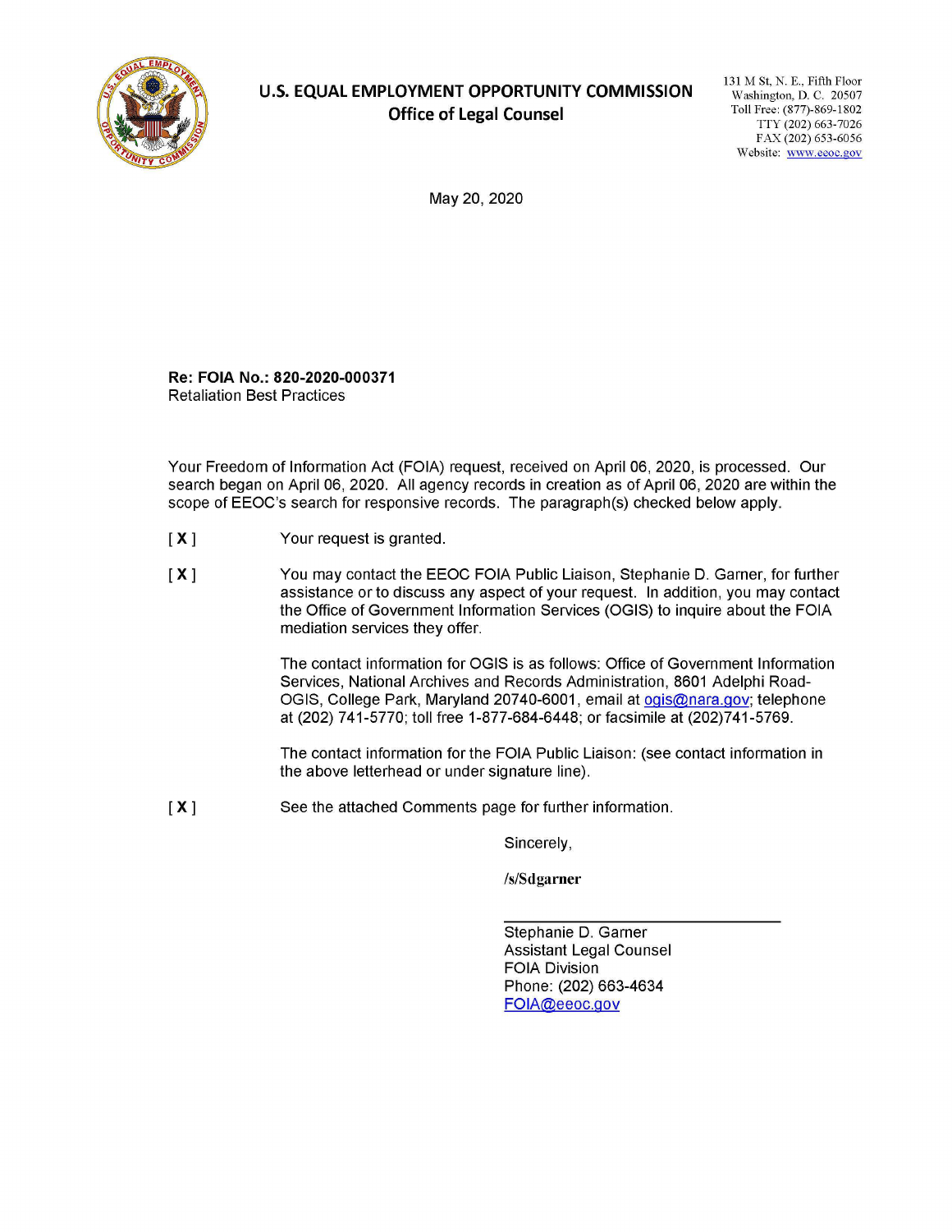# U.S. EQUAL EMPLOYMENT OPPORTUNITY COMMISSION
## Office of Legal Counsel

131 M St, N. E., Fifth Floor
Washington, D. C. 20507
Toll Free: (877)-869-1802
TTY (202) 663-7026
FAX (202) 653-6056
Website: www.eeoc.gov

May 20, 2020

**Re: FOIA No.: 820-2020-000371**
Retaliation Best Practices

Your Freedom of Information Act (FOIA) request, received on April 06, 2020, is processed. Our search began on April 06, 2020. All agency records in creation as of April 06, 2020 are within the scope of EEOC's search for responsive records. The paragraph(s) checked below apply.

[ **X** ] Your request is granted.

[ **X** ] You may contact the EEOC FOIA Public Liaison, Stephanie D. Garner, for further assistance or to discuss any aspect of your request. In addition, you may contact the Office of Government Information Services (OGIS) to inquire about the FOIA mediation services they offer.

The contact information for OGIS is as follows: Office of Government Information Services, National Archives and Records Administration, 8601 Adelphi Road-OGIS, College Park, Maryland 20740-6001, email at ogis@nara.gov; telephone at (202) 741-5770; toll free 1-877-684-6448; or facsimile at (202)741-5769.

The contact information for the FOIA Public Liaison: (see contact information in the above letterhead or under signature line).

[ **X** ] See the attached Comments page for further information.

Sincerely,

**/s/Sdgarner**

Stephanie D. Garner
Assistant Legal Counsel
FOIA Division
Phone: (202) 663-4634
FOIA@eeoc.gov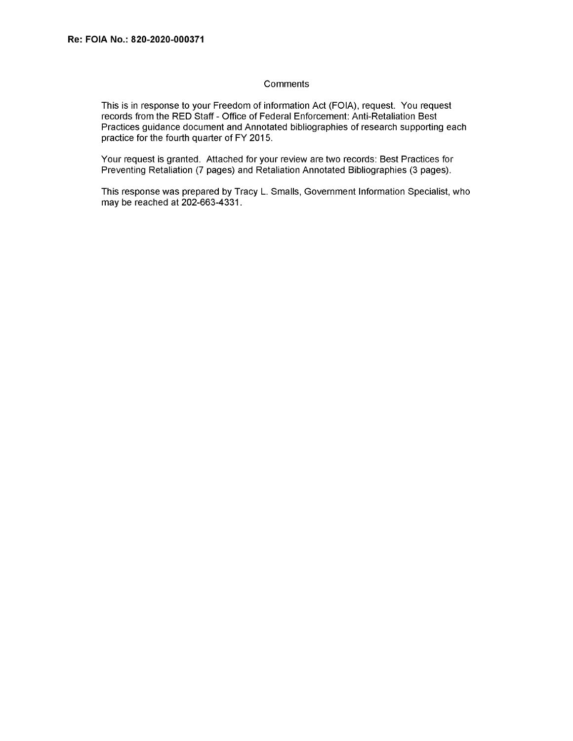**Re: FOIA No.: 820-2020-000371**

Comments

This is in response to your Freedom of information Act (FOIA), request. You request records from the RED Staff - Office of Federal Enforcement: Anti-Retaliation Best Practices guidance document and Annotated bibliographies of research supporting each practice for the fourth quarter of FY 2015.

Your request is granted. Attached for your review are two records: Best Practices for Preventing Retaliation (7 pages) and Retaliation Annotated Bibliographies (3 pages).

This response was prepared by Tracy L. Smalls, Government Information Specialist, who may be reached at 202-663-4331.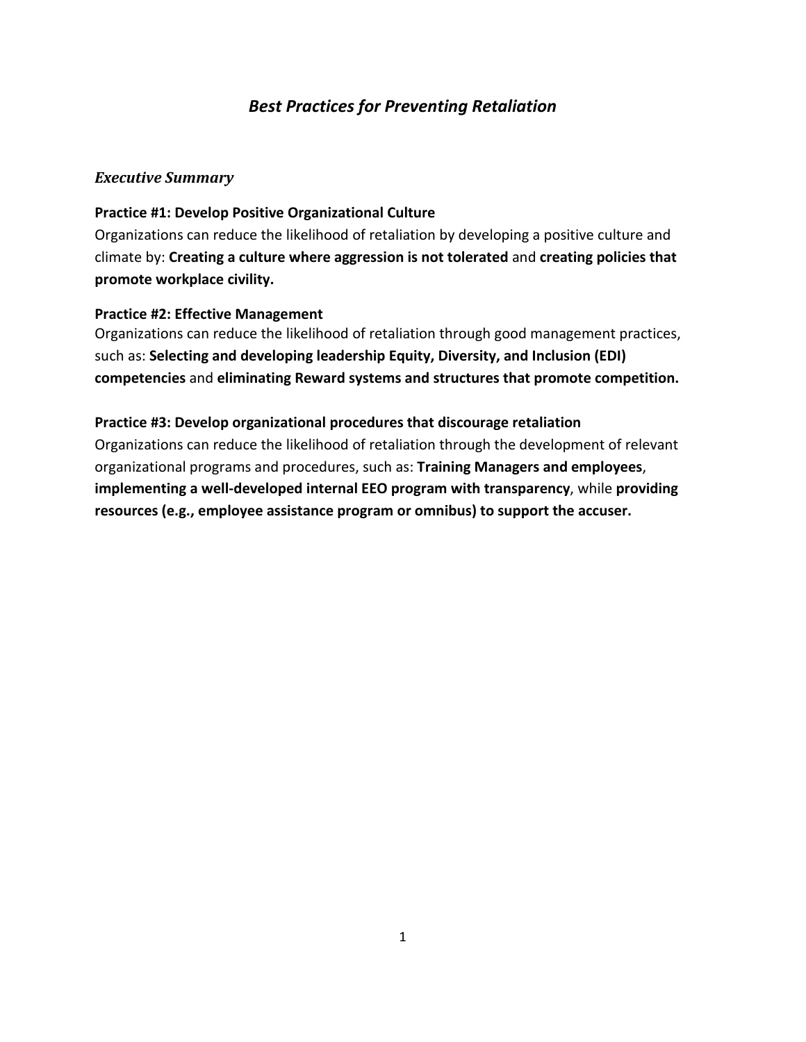# *Best Practices for Preventing Retaliation*

## *Executive Summary*

**Practice #1: Develop Positive Organizational Culture**
Organizations can reduce the likelihood of retaliation by developing a positive culture and climate by: **Creating a culture where aggression is not tolerated** and **creating policies that promote workplace civility.**

**Practice #2: Effective Management**
Organizations can reduce the likelihood of retaliation through good management practices, such as: **Selecting and developing leadership Equity, Diversity, and Inclusion (EDI) competencies** and **eliminating Reward systems and structures that promote competition.**

**Practice #3: Develop organizational procedures that discourage retaliation**
Organizations can reduce the likelihood of retaliation through the development of relevant organizational programs and procedures, such as: **Training Managers and employees**, **implementing a well-developed internal EEO program with transparency**, while **providing resources (e.g., employee assistance program or omnibus) to support the accuser.**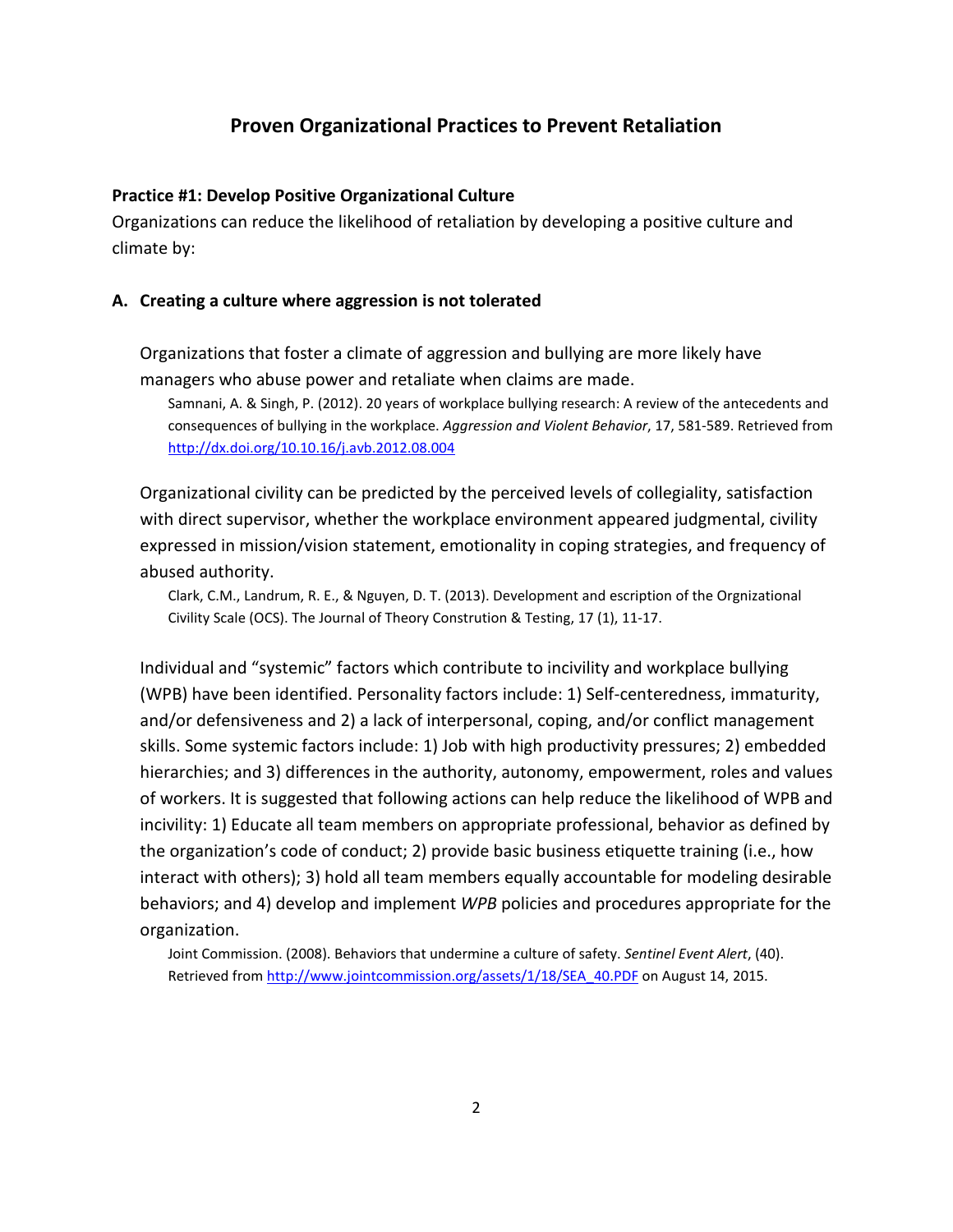## Proven Organizational Practices to Prevent Retaliation

**Practice #1: Develop Positive Organizational Culture**

Organizations can reduce the likelihood of retaliation by developing a positive culture and climate by:

**A. Creating a culture where aggression is not tolerated**

Organizations that foster a climate of aggression and bullying are more likely have managers who abuse power and retaliate when claims are made.

Samnani, A. & Singh, P. (2012). 20 years of workplace bullying research: A review of the antecedents and consequences of bullying in the workplace. *Aggression and Violent Behavior*, 17, 581-589. Retrieved from http://dx.doi.org/10.10.16/j.avb.2012.08.004

Organizational civility can be predicted by the perceived levels of collegiality, satisfaction with direct supervisor, whether the workplace environment appeared judgmental, civility expressed in mission/vision statement, emotionality in coping strategies, and frequency of abused authority.

Clark, C.M., Landrum, R. E., & Nguyen, D. T. (2013). Development and escription of the Orgnizational Civility Scale (OCS). The Journal of Theory Constrution & Testing, 17 (1), 11-17.

Individual and "systemic" factors which contribute to incivility and workplace bullying (WPB) have been identified. Personality factors include: 1) Self-centeredness, immaturity, and/or defensiveness and 2) a lack of interpersonal, coping, and/or conflict management skills. Some systemic factors include: 1) Job with high productivity pressures; 2) embedded hierarchies; and 3) differences in the authority, autonomy, empowerment, roles and values of workers. It is suggested that following actions can help reduce the likelihood of WPB and incivility: 1) Educate all team members on appropriate professional, behavior as defined by the organization's code of conduct; 2) provide basic business etiquette training (i.e., how interact with others); 3) hold all team members equally accountable for modeling desirable behaviors; and 4) develop and implement *WPB* policies and procedures appropriate for the organization.

Joint Commission. (2008). Behaviors that undermine a culture of safety. *Sentinel Event Alert*, (40). Retrieved from http://www.jointcommission.org/assets/1/18/SEA_40.PDF on August 14, 2015.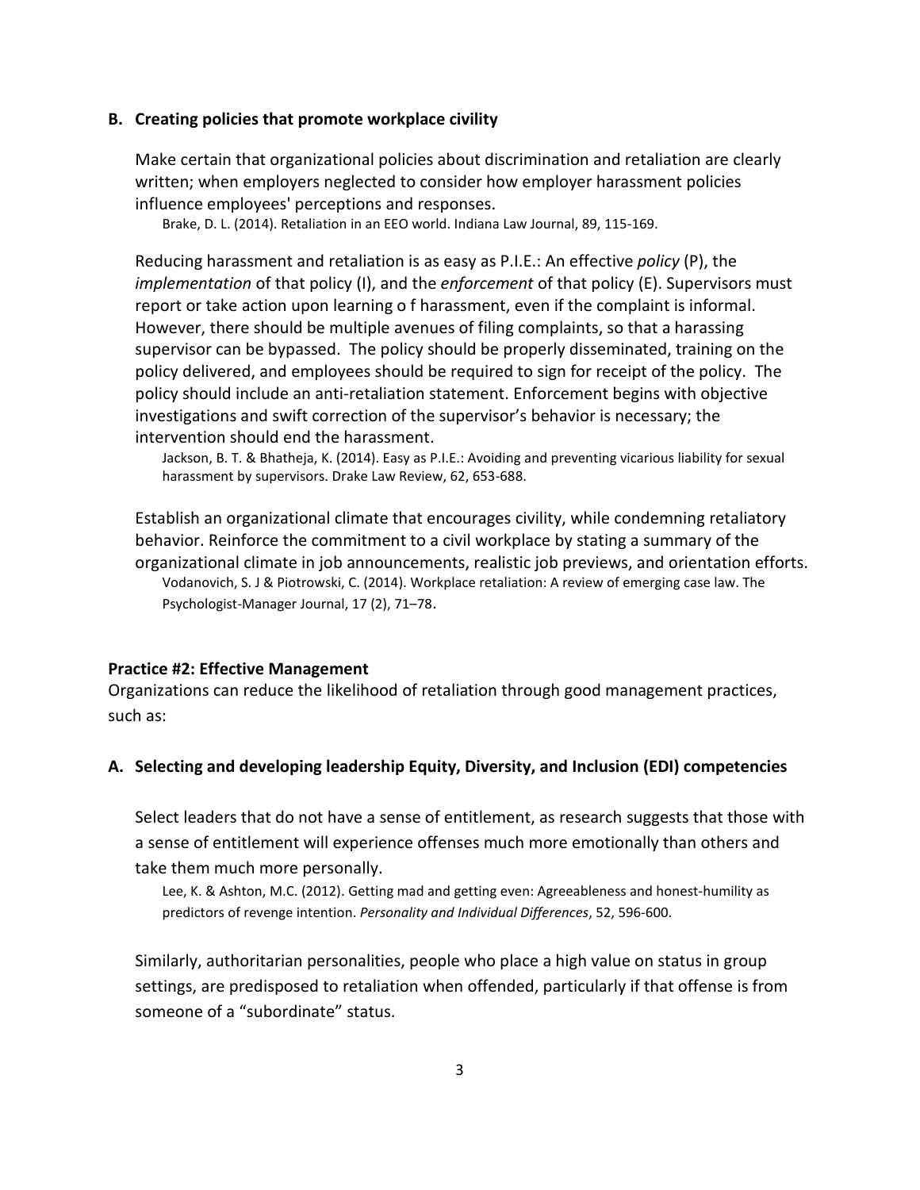**B. Creating policies that promote workplace civility**

Make certain that organizational policies about discrimination and retaliation are clearly written; when employers neglected to consider how employer harassment policies influence employees' perceptions and responses.

Brake, D. L. (2014). Retaliation in an EEO world. Indiana Law Journal, 89, 115-169.

Reducing harassment and retaliation is as easy as P.I.E.: An effective *policy* (P), the *implementation* of that policy (I), and the *enforcement* of that policy (E). Supervisors must report or take action upon learning o f harassment, even if the complaint is informal. However, there should be multiple avenues of filing complaints, so that a harassing supervisor can be bypassed. The policy should be properly disseminated, training on the policy delivered, and employees should be required to sign for receipt of the policy. The policy should include an anti-retaliation statement. Enforcement begins with objective investigations and swift correction of the supervisor's behavior is necessary; the intervention should end the harassment.

Jackson, B. T. & Bhatheja, K. (2014). Easy as P.I.E.: Avoiding and preventing vicarious liability for sexual harassment by supervisors. Drake Law Review, 62, 653-688.

Establish an organizational climate that encourages civility, while condemning retaliatory behavior. Reinforce the commitment to a civil workplace by stating a summary of the organizational climate in job announcements, realistic job previews, and orientation efforts.

Vodanovich, S. J & Piotrowski, C. (2014). Workplace retaliation: A review of emerging case law. The Psychologist-Manager Journal, 17 (2), 71–78.

**Practice #2: Effective Management**

Organizations can reduce the likelihood of retaliation through good management practices, such as:

**A. Selecting and developing leadership Equity, Diversity, and Inclusion (EDI) competencies**

Select leaders that do not have a sense of entitlement, as research suggests that those with a sense of entitlement will experience offenses much more emotionally than others and take them much more personally.

Lee, K. & Ashton, M.C. (2012). Getting mad and getting even: Agreeableness and honest-humility as predictors of revenge intention. *Personality and Individual Differences*, 52, 596-600.

Similarly, authoritarian personalities, people who place a high value on status in group settings, are predisposed to retaliation when offended, particularly if that offense is from someone of a "subordinate" status.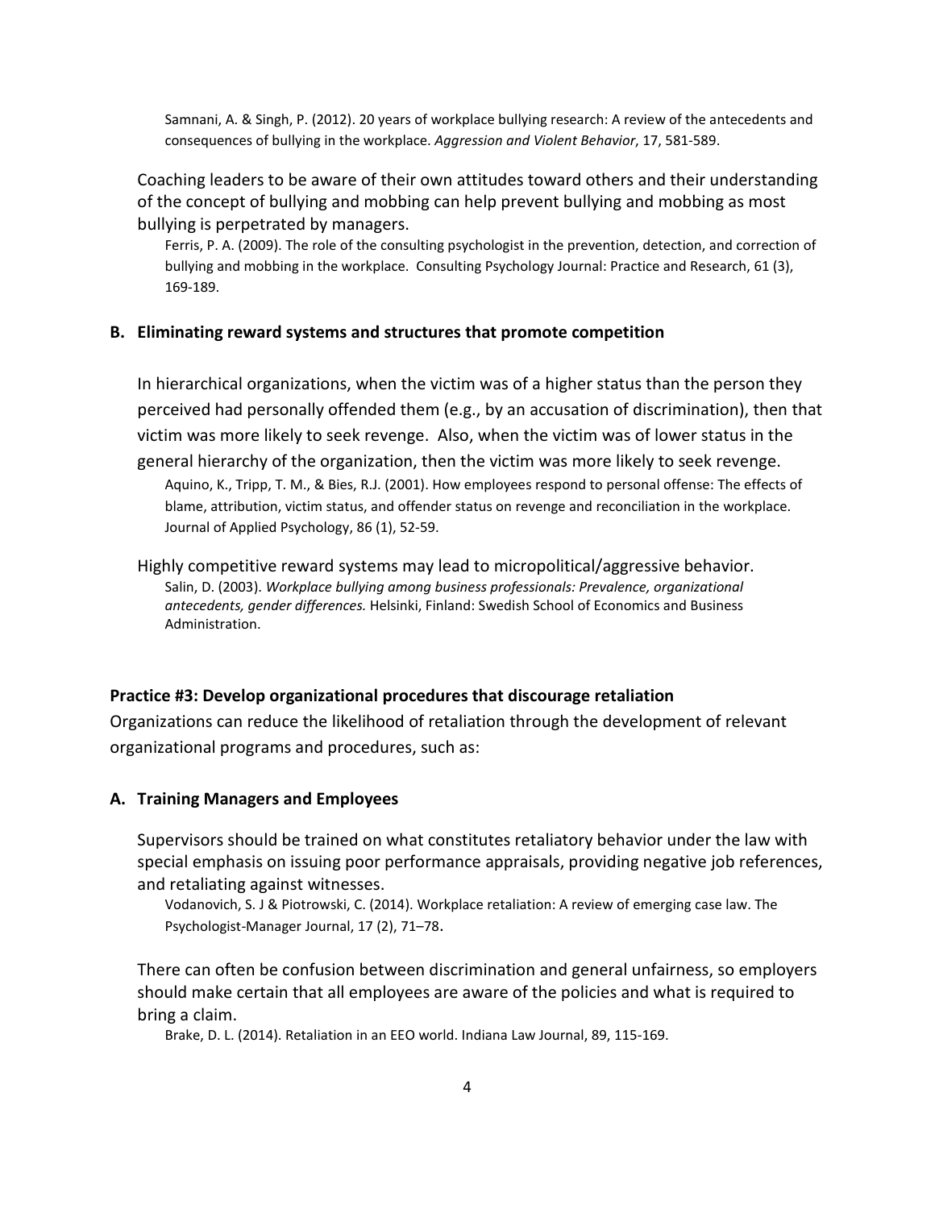Samnani, A. & Singh, P. (2012). 20 years of workplace bullying research: A review of the antecedents and consequences of bullying in the workplace. *Aggression and Violent Behavior*, 17, 581-589.

Coaching leaders to be aware of their own attitudes toward others and their understanding of the concept of bullying and mobbing can help prevent bullying and mobbing as most bullying is perpetrated by managers.

Ferris, P. A. (2009). The role of the consulting psychologist in the prevention, detection, and correction of bullying and mobbing in the workplace. Consulting Psychology Journal: Practice and Research, 61 (3), 169-189.

**B. Eliminating reward systems and structures that promote competition**

In hierarchical organizations, when the victim was of a higher status than the person they perceived had personally offended them (e.g., by an accusation of discrimination), then that victim was more likely to seek revenge. Also, when the victim was of lower status in the general hierarchy of the organization, then the victim was more likely to seek revenge.

Aquino, K., Tripp, T. M., & Bies, R.J. (2001). How employees respond to personal offense: The effects of blame, attribution, victim status, and offender status on revenge and reconciliation in the workplace. Journal of Applied Psychology, 86 (1), 52-59.

Highly competitive reward systems may lead to micropolitical/aggressive behavior.

Salin, D. (2003). *Workplace bullying among business professionals: Prevalence, organizational antecedents, gender differences.* Helsinki, Finland: Swedish School of Economics and Business Administration.

**Practice #3: Develop organizational procedures that discourage retaliation**

Organizations can reduce the likelihood of retaliation through the development of relevant organizational programs and procedures, such as:

**A. Training Managers and Employees**

Supervisors should be trained on what constitutes retaliatory behavior under the law with special emphasis on issuing poor performance appraisals, providing negative job references, and retaliating against witnesses.

Vodanovich, S. J & Piotrowski, C. (2014). Workplace retaliation: A review of emerging case law. The Psychologist-Manager Journal, 17 (2), 71–78.

There can often be confusion between discrimination and general unfairness, so employers should make certain that all employees are aware of the policies and what is required to bring a claim.

Brake, D. L. (2014). Retaliation in an EEO world. Indiana Law Journal, 89, 115-169.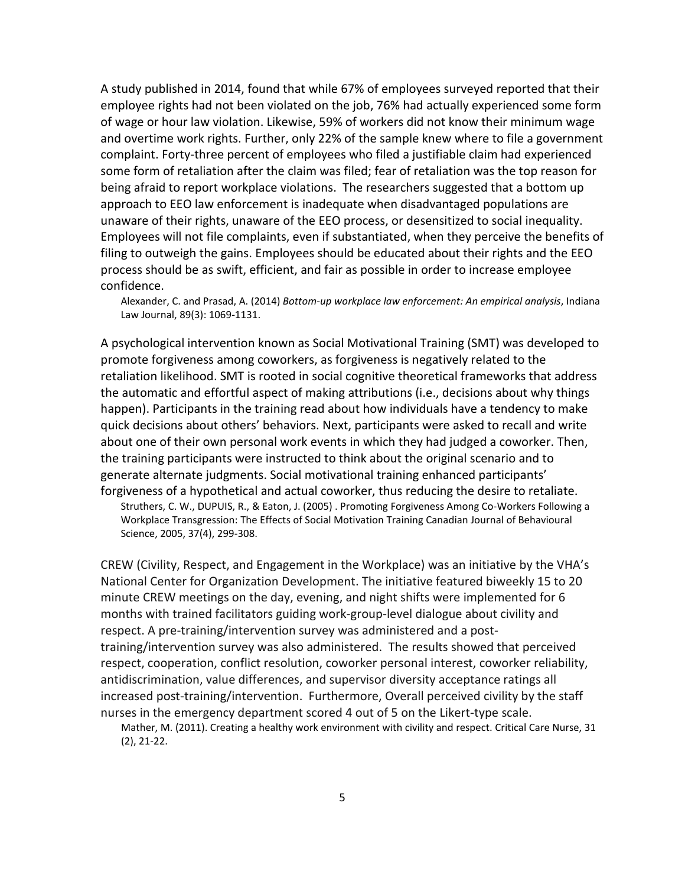A study published in 2014, found that while 67% of employees surveyed reported that their employee rights had not been violated on the job, 76% had actually experienced some form of wage or hour law violation. Likewise, 59% of workers did not know their minimum wage and overtime work rights. Further, only 22% of the sample knew where to file a government complaint. Forty-three percent of employees who filed a justifiable claim had experienced some form of retaliation after the claim was filed; fear of retaliation was the top reason for being afraid to report workplace violations. The researchers suggested that a bottom up approach to EEO law enforcement is inadequate when disadvantaged populations are unaware of their rights, unaware of the EEO process, or desensitized to social inequality. Employees will not file complaints, even if substantiated, when they perceive the benefits of filing to outweigh the gains. Employees should be educated about their rights and the EEO process should be as swift, efficient, and fair as possible in order to increase employee confidence.

> Alexander, C. and Prasad, A. (2014) *Bottom-up workplace law enforcement: An empirical analysis*, Indiana Law Journal, 89(3): 1069-1131.

A psychological intervention known as Social Motivational Training (SMT) was developed to promote forgiveness among coworkers, as forgiveness is negatively related to the retaliation likelihood. SMT is rooted in social cognitive theoretical frameworks that address the automatic and effortful aspect of making attributions (i.e., decisions about why things happen). Participants in the training read about how individuals have a tendency to make quick decisions about others' behaviors. Next, participants were asked to recall and write about one of their own personal work events in which they had judged a coworker. Then, the training participants were instructed to think about the original scenario and to generate alternate judgments. Social motivational training enhanced participants' forgiveness of a hypothetical and actual coworker, thus reducing the desire to retaliate.

> Struthers, C. W., DUPUIS, R., & Eaton, J. (2005) . Promoting Forgiveness Among Co-Workers Following a Workplace Transgression: The Effects of Social Motivation Training Canadian Journal of Behavioural Science, 2005, 37(4), 299-308.

CREW (Civility, Respect, and Engagement in the Workplace) was an initiative by the VHA's National Center for Organization Development. The initiative featured biweekly 15 to 20 minute CREW meetings on the day, evening, and night shifts were implemented for 6 months with trained facilitators guiding work-group-level dialogue about civility and respect. A pre-training/intervention survey was administered and a post-training/intervention survey was also administered. The results showed that perceived respect, cooperation, conflict resolution, coworker personal interest, coworker reliability, antidiscrimination, value differences, and supervisor diversity acceptance ratings all increased post-training/intervention. Furthermore, Overall perceived civility by the staff nurses in the emergency department scored 4 out of 5 on the Likert-type scale.

> Mather, M. (2011). Creating a healthy work environment with civility and respect. Critical Care Nurse, 31 (2), 21-22.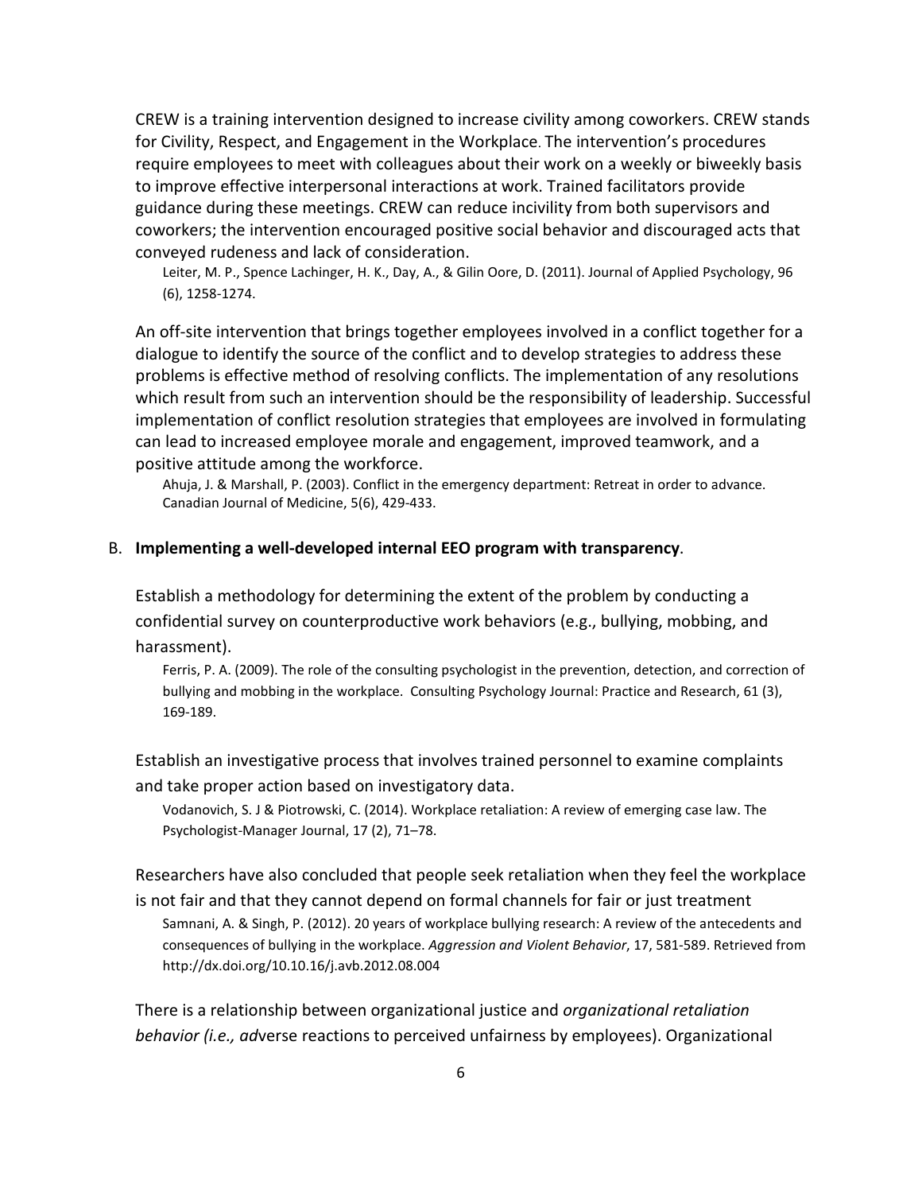CREW is a training intervention designed to increase civility among coworkers. CREW stands for Civility, Respect, and Engagement in the Workplace. The intervention's procedures require employees to meet with colleagues about their work on a weekly or biweekly basis to improve effective interpersonal interactions at work. Trained facilitators provide guidance during these meetings. CREW can reduce incivility from both supervisors and coworkers; the intervention encouraged positive social behavior and discouraged acts that conveyed rudeness and lack of consideration.

Leiter, M. P., Spence Lachinger, H. K., Day, A., & Gilin Oore, D. (2011). Journal of Applied Psychology, 96 (6), 1258-1274.

An off-site intervention that brings together employees involved in a conflict together for a dialogue to identify the source of the conflict and to develop strategies to address these problems is effective method of resolving conflicts. The implementation of any resolutions which result from such an intervention should be the responsibility of leadership. Successful implementation of conflict resolution strategies that employees are involved in formulating can lead to increased employee morale and engagement, improved teamwork, and a positive attitude among the workforce.

Ahuja, J. & Marshall, P. (2003). Conflict in the emergency department: Retreat in order to advance. Canadian Journal of Medicine, 5(6), 429-433.

B. **Implementing a well-developed internal EEO program with transparency**.

Establish a methodology for determining the extent of the problem by conducting a confidential survey on counterproductive work behaviors (e.g., bullying, mobbing, and harassment).

Ferris, P. A. (2009). The role of the consulting psychologist in the prevention, detection, and correction of bullying and mobbing in the workplace. Consulting Psychology Journal: Practice and Research, 61 (3), 169-189.

Establish an investigative process that involves trained personnel to examine complaints and take proper action based on investigatory data.

Vodanovich, S. J & Piotrowski, C. (2014). Workplace retaliation: A review of emerging case law. The Psychologist-Manager Journal, 17 (2), 71–78.

Researchers have also concluded that people seek retaliation when they feel the workplace is not fair and that they cannot depend on formal channels for fair or just treatment

Samnani, A. & Singh, P. (2012). 20 years of workplace bullying research: A review of the antecedents and consequences of bullying in the workplace. *Aggression and Violent Behavior*, 17, 581-589. Retrieved from http://dx.doi.org/10.10.16/j.avb.2012.08.004

There is a relationship between organizational justice and *organizational retaliation behavior (i.e., ad*verse reactions to perceived unfairness by employees). Organizational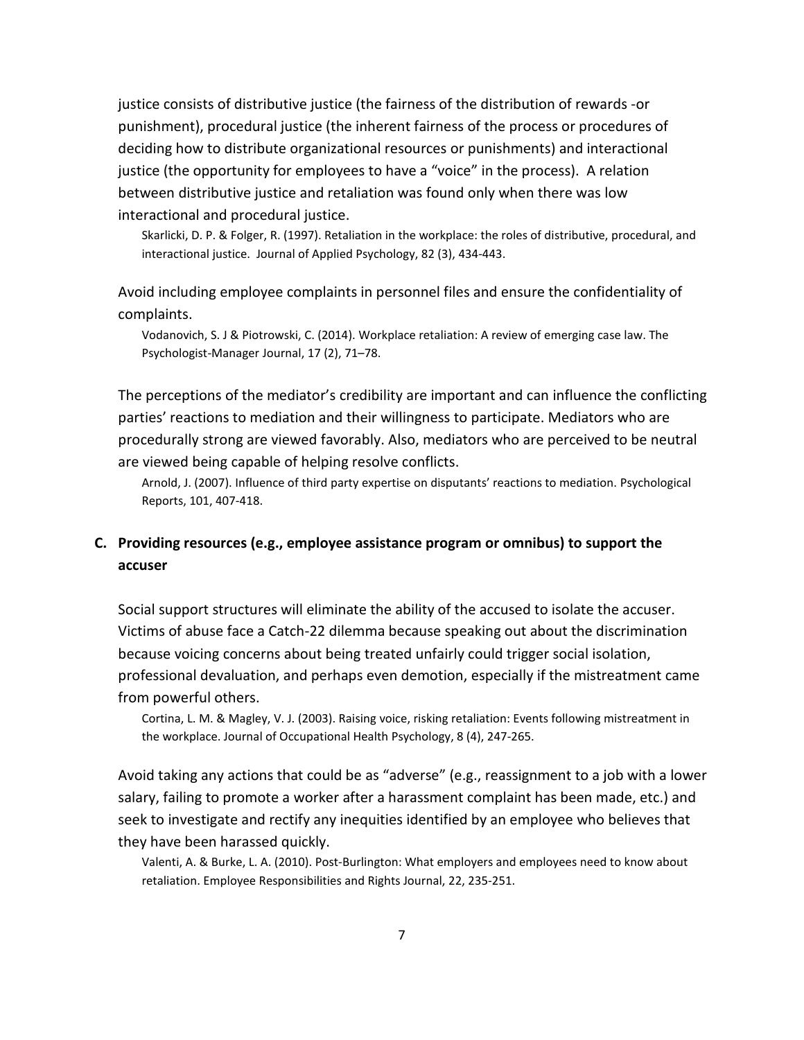justice consists of distributive justice (the fairness of the distribution of rewards -or punishment), procedural justice (the inherent fairness of the process or procedures of deciding how to distribute organizational resources or punishments) and interactional justice (the opportunity for employees to have a "voice" in the process). A relation between distributive justice and retaliation was found only when there was low interactional and procedural justice.

> Skarlicki, D. P. & Folger, R. (1997). Retaliation in the workplace: the roles of distributive, procedural, and interactional justice. Journal of Applied Psychology, 82 (3), 434-443.

Avoid including employee complaints in personnel files and ensure the confidentiality of complaints.

> Vodanovich, S. J & Piotrowski, C. (2014). Workplace retaliation: A review of emerging case law. The Psychologist-Manager Journal, 17 (2), 71–78.

The perceptions of the mediator's credibility are important and can influence the conflicting parties' reactions to mediation and their willingness to participate. Mediators who are procedurally strong are viewed favorably. Also, mediators who are perceived to be neutral are viewed being capable of helping resolve conflicts.

> Arnold, J. (2007). Influence of third party expertise on disputants' reactions to mediation. Psychological Reports, 101, 407-418.

### C. Providing resources (e.g., employee assistance program or omnibus) to support the accuser

Social support structures will eliminate the ability of the accused to isolate the accuser. Victims of abuse face a Catch-22 dilemma because speaking out about the discrimination because voicing concerns about being treated unfairly could trigger social isolation, professional devaluation, and perhaps even demotion, especially if the mistreatment came from powerful others.

> Cortina, L. M. & Magley, V. J. (2003). Raising voice, risking retaliation: Events following mistreatment in the workplace. Journal of Occupational Health Psychology, 8 (4), 247-265.

Avoid taking any actions that could be as "adverse" (e.g., reassignment to a job with a lower salary, failing to promote a worker after a harassment complaint has been made, etc.) and seek to investigate and rectify any inequities identified by an employee who believes that they have been harassed quickly.

> Valenti, A. & Burke, L. A. (2010). Post-Burlington: What employers and employees need to know about retaliation. Employee Responsibilities and Rights Journal, 22, 235-251.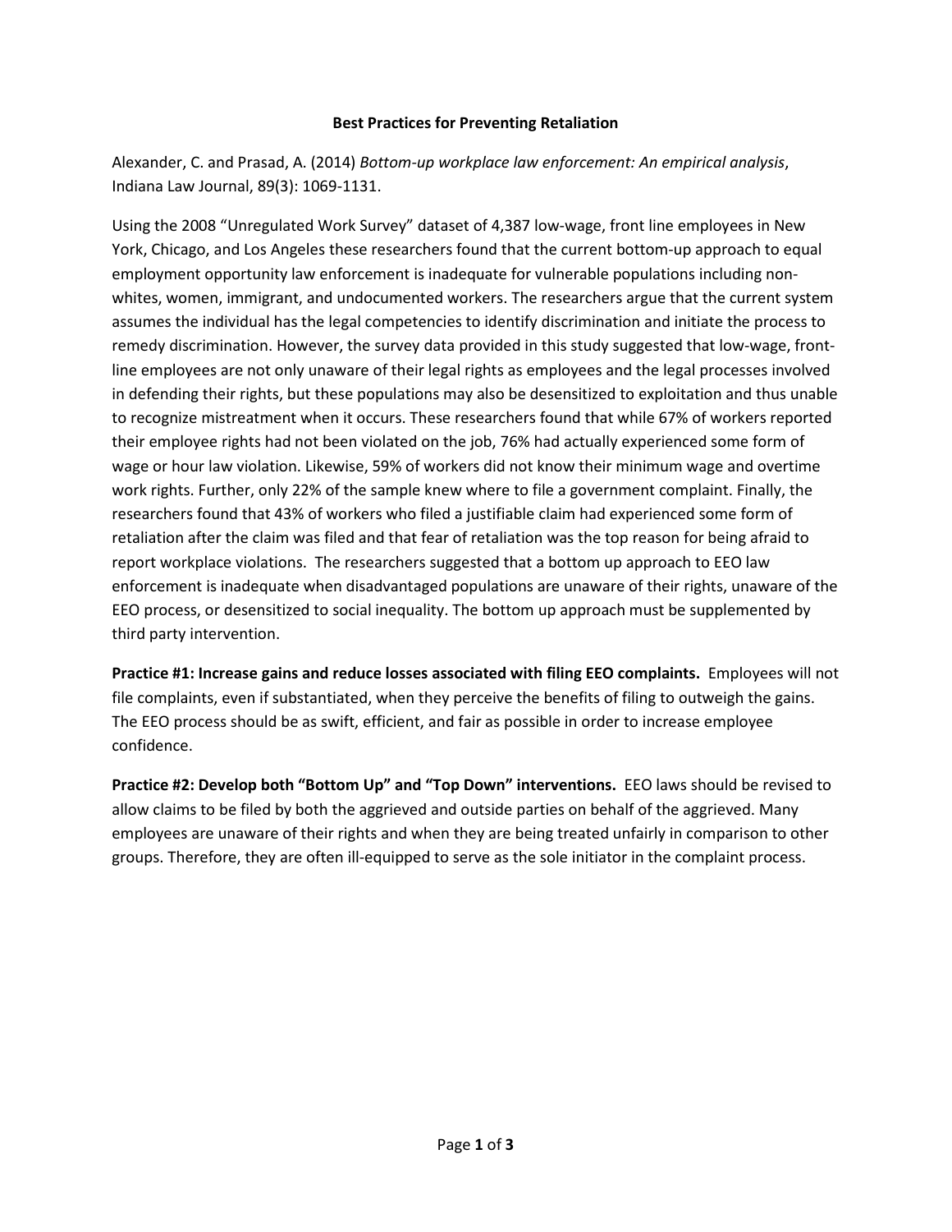**Best Practices for Preventing Retaliation**

Alexander, C. and Prasad, A. (2014) *Bottom-up workplace law enforcement: An empirical analysis*, Indiana Law Journal, 89(3): 1069-1131.

Using the 2008 "Unregulated Work Survey" dataset of 4,387 low-wage, front line employees in New York, Chicago, and Los Angeles these researchers found that the current bottom-up approach to equal employment opportunity law enforcement is inadequate for vulnerable populations including non-whites, women, immigrant, and undocumented workers. The researchers argue that the current system assumes the individual has the legal competencies to identify discrimination and initiate the process to remedy discrimination. However, the survey data provided in this study suggested that low-wage, front-line employees are not only unaware of their legal rights as employees and the legal processes involved in defending their rights, but these populations may also be desensitized to exploitation and thus unable to recognize mistreatment when it occurs. These researchers found that while 67% of workers reported their employee rights had not been violated on the job, 76% had actually experienced some form of wage or hour law violation. Likewise, 59% of workers did not know their minimum wage and overtime work rights. Further, only 22% of the sample knew where to file a government complaint. Finally, the researchers found that 43% of workers who filed a justifiable claim had experienced some form of retaliation after the claim was filed and that fear of retaliation was the top reason for being afraid to report workplace violations. The researchers suggested that a bottom up approach to EEO law enforcement is inadequate when disadvantaged populations are unaware of their rights, unaware of the EEO process, or desensitized to social inequality. The bottom up approach must be supplemented by third party intervention.

**Practice #1: Increase gains and reduce losses associated with filing EEO complaints.** Employees will not file complaints, even if substantiated, when they perceive the benefits of filing to outweigh the gains. The EEO process should be as swift, efficient, and fair as possible in order to increase employee confidence.

**Practice #2: Develop both "Bottom Up" and "Top Down" interventions.** EEO laws should be revised to allow claims to be filed by both the aggrieved and outside parties on behalf of the aggrieved. Many employees are unaware of their rights and when they are being treated unfairly in comparison to other groups. Therefore, they are often ill-equipped to serve as the sole initiator in the complaint process.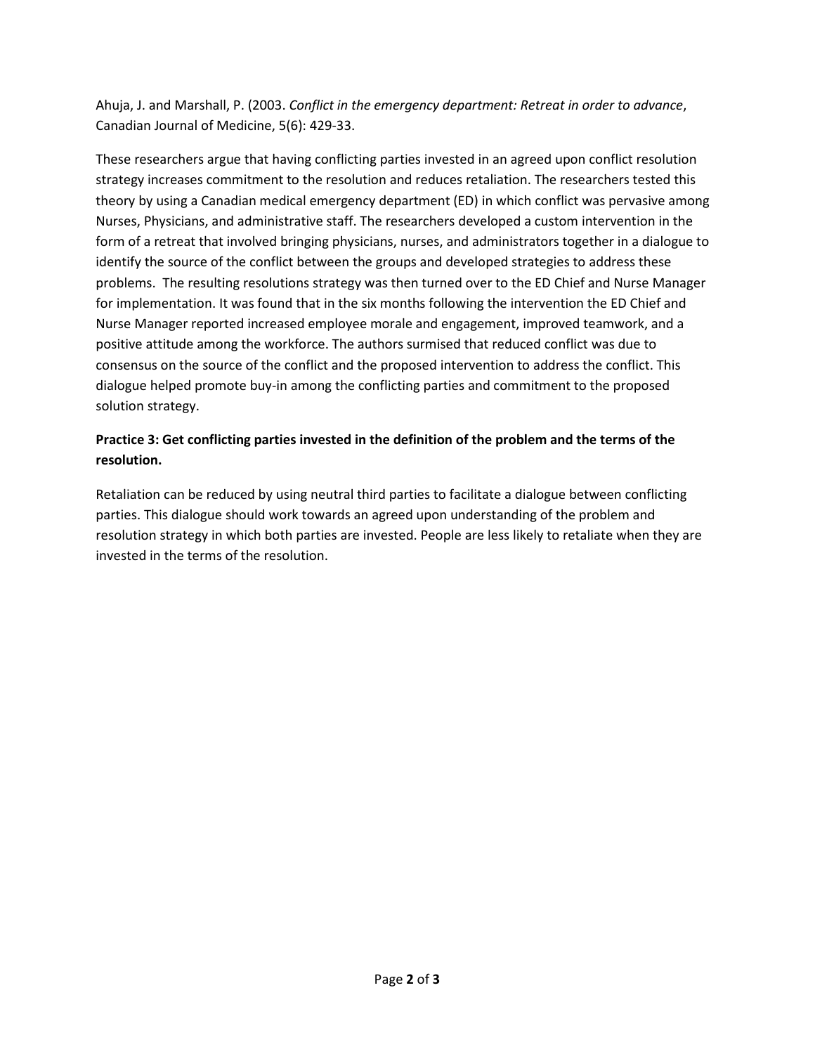Ahuja, J. and Marshall, P. (2003. *Conflict in the emergency department: Retreat in order to advance*, Canadian Journal of Medicine, 5(6): 429-33.

These researchers argue that having conflicting parties invested in an agreed upon conflict resolution strategy increases commitment to the resolution and reduces retaliation. The researchers tested this theory by using a Canadian medical emergency department (ED) in which conflict was pervasive among Nurses, Physicians, and administrative staff. The researchers developed a custom intervention in the form of a retreat that involved bringing physicians, nurses, and administrators together in a dialogue to identify the source of the conflict between the groups and developed strategies to address these problems.  The resulting resolutions strategy was then turned over to the ED Chief and Nurse Manager for implementation. It was found that in the six months following the intervention the ED Chief and Nurse Manager reported increased employee morale and engagement, improved teamwork, and a positive attitude among the workforce. The authors surmised that reduced conflict was due to consensus on the source of the conflict and the proposed intervention to address the conflict. This dialogue helped promote buy-in among the conflicting parties and commitment to the proposed solution strategy.

**Practice 3: Get conflicting parties invested in the definition of the problem and the terms of the resolution.**

Retaliation can be reduced by using neutral third parties to facilitate a dialogue between conflicting parties. This dialogue should work towards an agreed upon understanding of the problem and resolution strategy in which both parties are invested. People are less likely to retaliate when they are invested in the terms of the resolution.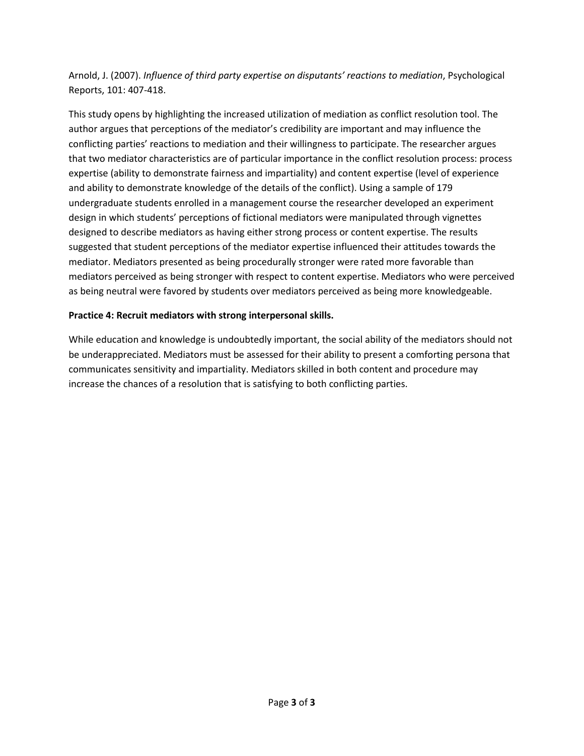Arnold, J. (2007). *Influence of third party expertise on disputants' reactions to mediation*, Psychological Reports, 101: 407-418.

This study opens by highlighting the increased utilization of mediation as conflict resolution tool. The author argues that perceptions of the mediator's credibility are important and may influence the conflicting parties' reactions to mediation and their willingness to participate. The researcher argues that two mediator characteristics are of particular importance in the conflict resolution process: process expertise (ability to demonstrate fairness and impartiality) and content expertise (level of experience and ability to demonstrate knowledge of the details of the conflict). Using a sample of 179 undergraduate students enrolled in a management course the researcher developed an experiment design in which students' perceptions of fictional mediators were manipulated through vignettes designed to describe mediators as having either strong process or content expertise. The results suggested that student perceptions of the mediator expertise influenced their attitudes towards the mediator. Mediators presented as being procedurally stronger were rated more favorable than mediators perceived as being stronger with respect to content expertise. Mediators who were perceived as being neutral were favored by students over mediators perceived as being more knowledgeable.

**Practice 4: Recruit mediators with strong interpersonal skills.**

While education and knowledge is undoubtedly important, the social ability of the mediators should not be underappreciated. Mediators must be assessed for their ability to present a comforting persona that communicates sensitivity and impartiality. Mediators skilled in both content and procedure may increase the chances of a resolution that is satisfying to both conflicting parties.